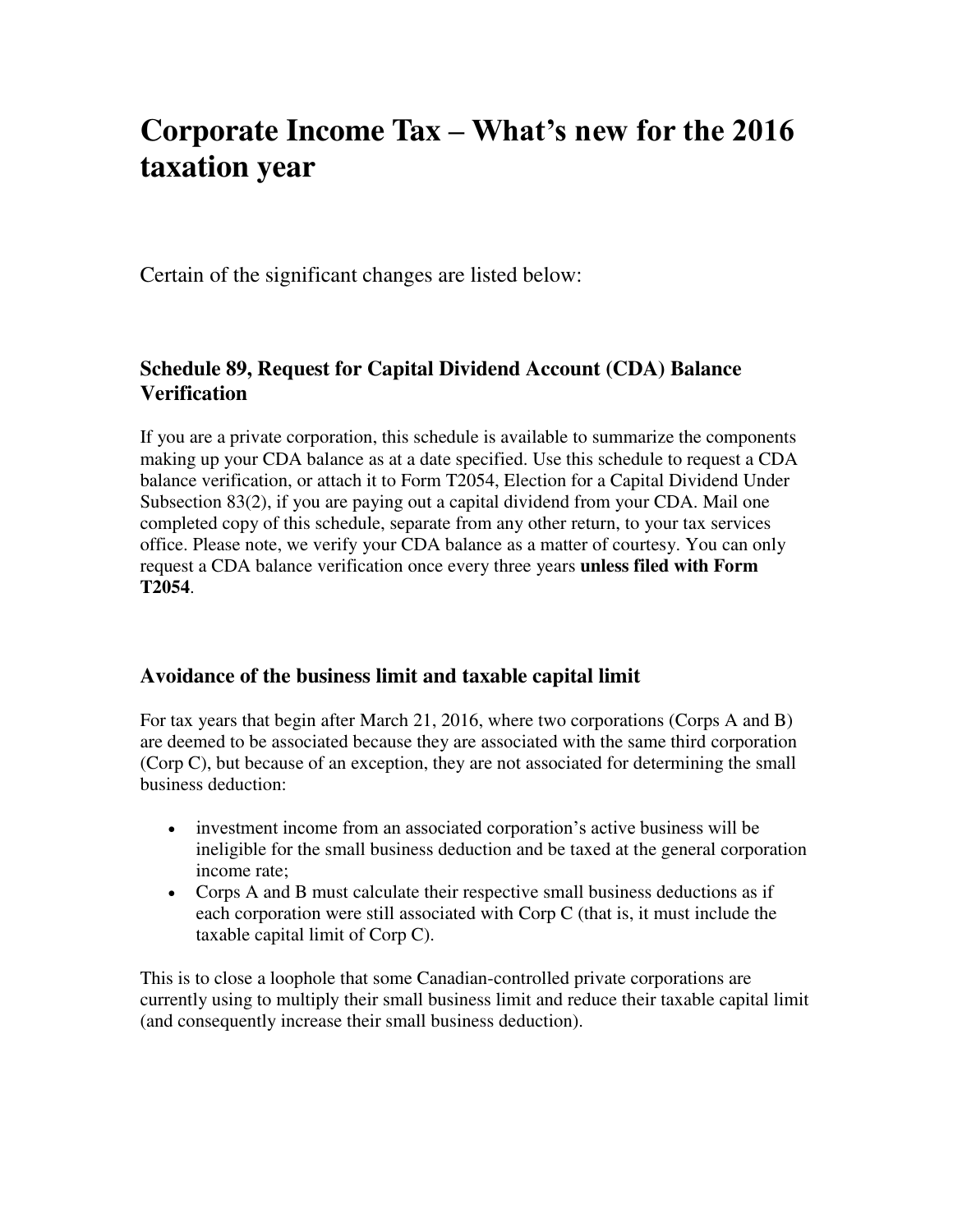# Corporate Income Tax – What's new for the 2016 taxation year

Certain of the significant changes are listed below:

### Schedule 89, Request for Capital Dividend Account (CDA) Balance Verification

If you are a private corporation, this schedule is available to summarize the components making up your CDA balance as at a date specified. Use this schedule to request a CDA balance verification, or attach it to Form T2054, Election for a Capital Dividend Under Subsection 83(2), if you are paying out a capital dividend from your CDA. Mail one completed copy of this schedule, separate from any other return, to your tax services office. Please note, we verify your CDA balance as a matter of courtesy. You can only request a CDA balance verification once every three years **unless filed with Form T2054**.

### Avoidance of the business limit and taxable capital limit

For tax years that begin after March 21, 2016, where two corporations (Corps A and B) are deemed to be associated because they are associated with the same third corporation (Corp C), but because of an exception, they are not associated for determining the small business deduction:

- investment income from an associated corporation's active business will be ineligible for the small business deduction and be taxed at the general corporation income rate;
- Corps A and B must calculate their respective small business deductions as if each corporation were still associated with Corp C (that is, it must include the taxable capital limit of Corp C).

This is to close a loophole that some Canadian-controlled private corporations are currently using to multiply their small business limit and reduce their taxable capital limit (and consequently increase their small business deduction).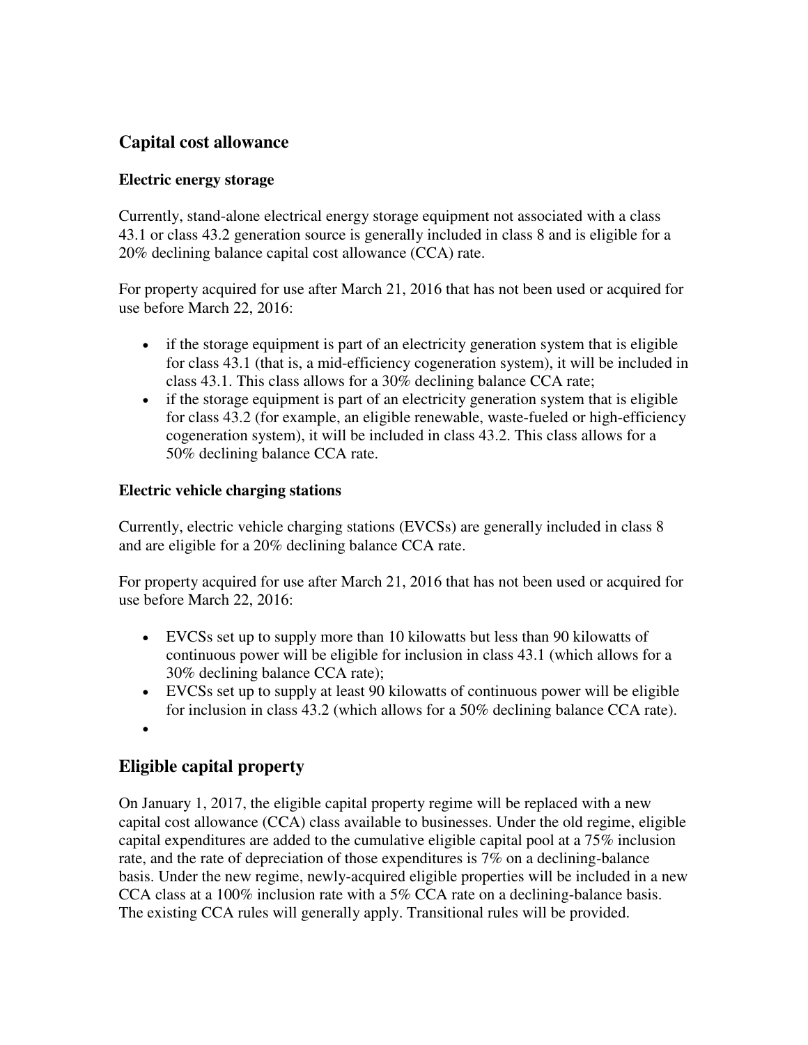## Capital cost allowance

### Electric energy storage

Currently, stand-alone electrical energy storage equipment not associated with a class 43.1 or class 43.2 generation source is generally included in class 8 and is eligible for a 20% declining balance capital cost allowance (CCA) rate.

For property acquired for use after March 21, 2016 that has not been used or acquired for use before March 22, 2016:

- if the storage equipment is part of an electricity generation system that is eligible for class 43.1 (that is, a mid-efficiency cogeneration system), it will be included in class 43.1. This class allows for a 30% declining balance CCA rate;
- if the storage equipment is part of an electricity generation system that is eligible for class 43.2 (for example, an eligible renewable, waste-fueled or high-efficiency cogeneration system), it will be included in class 43.2. This class allows for a 50% declining balance CCA rate.

### Electric vehicle charging stations

Currently, electric vehicle charging stations (EVCSs) are generally included in class 8 and are eligible for a 20% declining balance CCA rate.

For property acquired for use after March 21, 2016 that has not been used or acquired for use before March 22, 2016:

- EVCSs set up to supply more than 10 kilowatts but less than 90 kilowatts of continuous power will be eligible for inclusion in class 43.1 (which allows for a 30% declining balance CCA rate);
- EVCSs set up to supply at least 90 kilowatts of continuous power will be eligible for inclusion in class 43.2 (which allows for a 50% declining balance CCA rate).

## Eligible capital property

On January 1, 2017, the eligible capital property regime will be replaced with a new capital cost allowance (CCA) class available to businesses. Under the old regime, eligible capital expenditures are added to the cumulative eligible capital pool at a 75% inclusion rate, and the rate of depreciation of those expenditures is 7% on a declining-balance basis. Under the new regime, newly-acquired eligible properties will be included in a new CCA class at a 100% inclusion rate with a 5% CCA rate on a declining-balance basis. The existing CCA rules will generally apply. Transitional rules will be provided.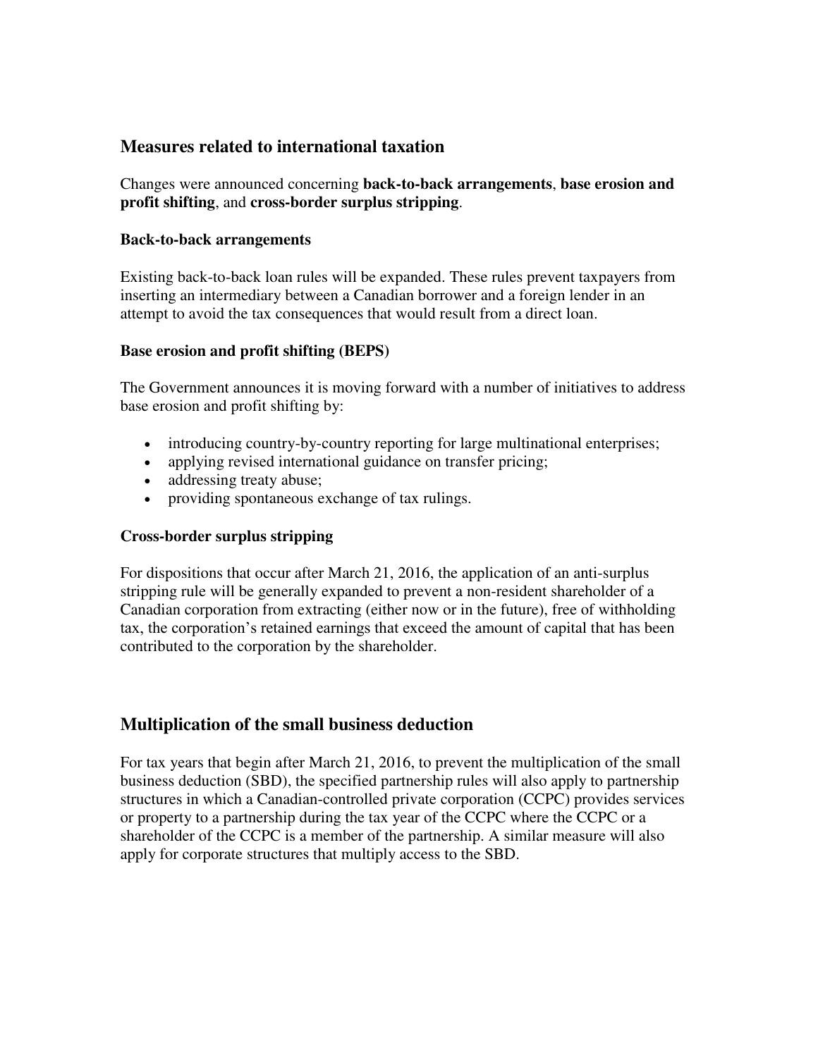## Measures related to international taxation

Changes were announced concerning **back-to-back arrangements**, **base erosion and profit shifting**, and **cross-border surplus stripping**.

### Back-to-back arrangements

Existing back-to-back loan rules will be expanded. These rules prevent taxpayers from inserting an intermediary between a Canadian borrower and a foreign lender in an attempt to avoid the tax consequences that would result from a direct loan.

### Base erosion and profit shifting (BEPS)

The Government announces it is moving forward with a number of initiatives to address base erosion and profit shifting by:

- introducing country-by-country reporting for large multinational enterprises;
- applying revised international guidance on transfer pricing;
- addressing treaty abuse;
- providing spontaneous exchange of tax rulings.

### Cross-border surplus stripping

For dispositions that occur after March 21, 2016, the application of an anti-surplus stripping rule will be generally expanded to prevent a non-resident shareholder of a Canadian corporation from extracting (either now or in the future), free of withholding tax, the corporation's retained earnings that exceed the amount of capital that has been contributed to the corporation by the shareholder.

## Multiplication of the small business deduction

For tax years that begin after March 21, 2016, to prevent the multiplication of the small business deduction (SBD), the specified partnership rules will also apply to partnership structures in which a Canadian-controlled private corporation (CCPC) provides services or property to a partnership during the tax year of the CCPC where the CCPC or a shareholder of the CCPC is a member of the partnership. A similar measure will also apply for corporate structures that multiply access to the SBD.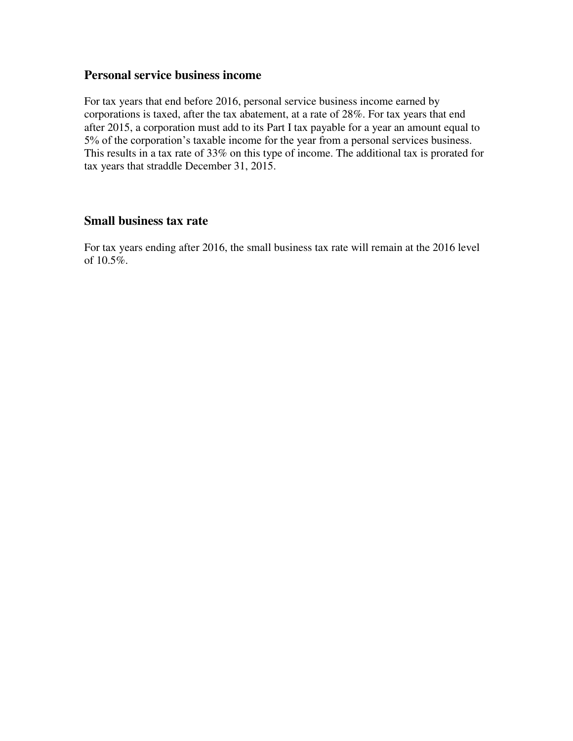## Personal service business income

For tax years that end before 2016, personal service business income earned by corporations is taxed, after the tax abatement, at a rate of 28%. For tax years that end after 2015, a corporation must add to its Part I tax payable for a year an amount equal to 5% of the corporation's taxable income for the year from a personal services business. This results in a tax rate of 33% on this type of income. The additional tax is prorated for tax years that straddle December 31, 2015.

## Small business tax rate

For tax years ending after 2016, the small business tax rate will remain at the 2016 level of 10.5%.